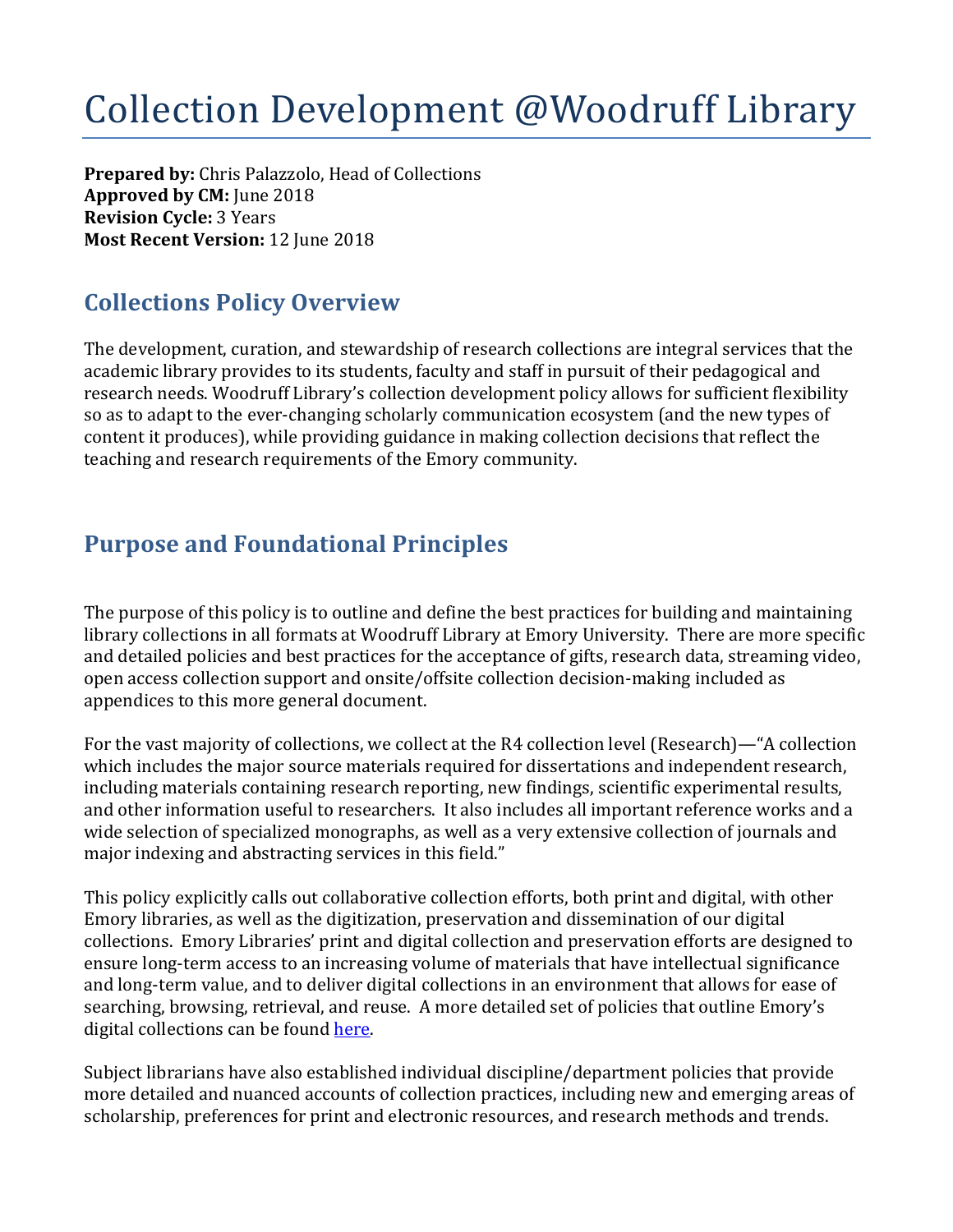# Collection Development @Woodruff Library

**Prepared by:** Chris Palazzolo, Head of Collections
**Approved by CM:** June 2018
**Revision Cycle:** 3 Years
**Most Recent Version:** 12 June 2018

## Collections Policy Overview

The development, curation, and stewardship of research collections are integral services that the academic library provides to its students, faculty and staff in pursuit of their pedagogical and research needs. Woodruff Library's collection development policy allows for sufficient flexibility so as to adapt to the ever-changing scholarly communication ecosystem (and the new types of content it produces), while providing guidance in making collection decisions that reflect the teaching and research requirements of the Emory community.

## Purpose and Foundational Principles

The purpose of this policy is to outline and define the best practices for building and maintaining library collections in all formats at Woodruff Library at Emory University. There are more specific and detailed policies and best practices for the acceptance of gifts, research data, streaming video, open access collection support and onsite/offsite collection decision-making included as appendices to this more general document.

For the vast majority of collections, we collect at the R4 collection level (Research)—"A collection which includes the major source materials required for dissertations and independent research, including materials containing research reporting, new findings, scientific experimental results, and other information useful to researchers. It also includes all important reference works and a wide selection of specialized monographs, as well as a very extensive collection of journals and major indexing and abstracting services in this field."

This policy explicitly calls out collaborative collection efforts, both print and digital, with other Emory libraries, as well as the digitization, preservation and dissemination of our digital collections. Emory Libraries' print and digital collection and preservation efforts are designed to ensure long-term access to an increasing volume of materials that have intellectual significance and long-term value, and to deliver digital collections in an environment that allows for ease of searching, browsing, retrieval, and reuse. A more detailed set of policies that outline Emory's digital collections can be found here.

Subject librarians have also established individual discipline/department policies that provide more detailed and nuanced accounts of collection practices, including new and emerging areas of scholarship, preferences for print and electronic resources, and research methods and trends.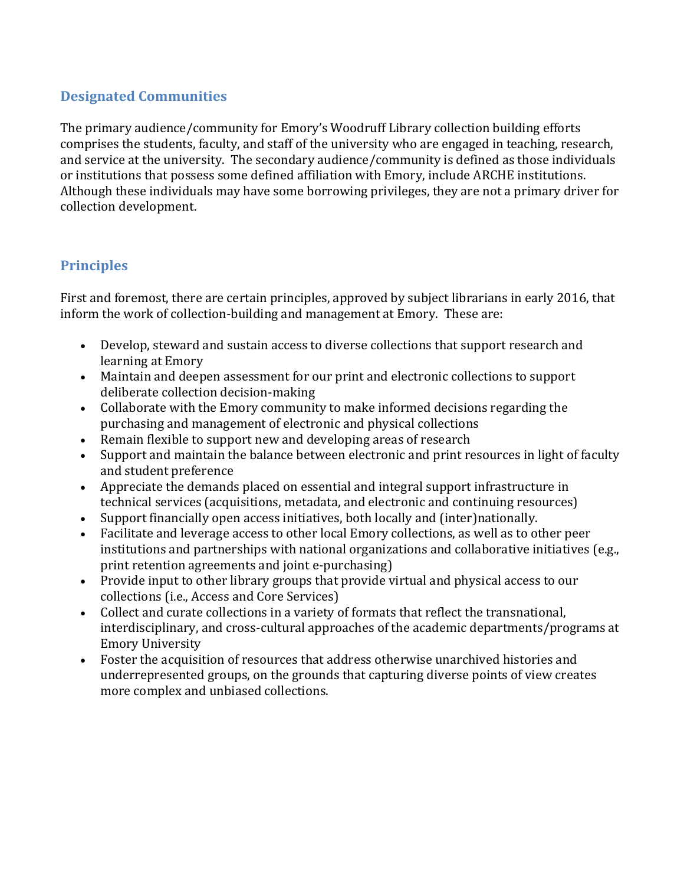## Designated Communities

The primary audience/community for Emory's Woodruff Library collection building efforts comprises the students, faculty, and staff of the university who are engaged in teaching, research, and service at the university. The secondary audience/community is defined as those individuals or institutions that possess some defined affiliation with Emory, include ARCHE institutions. Although these individuals may have some borrowing privileges, they are not a primary driver for collection development.

## Principles

First and foremost, there are certain principles, approved by subject librarians in early 2016, that inform the work of collection-building and management at Emory. These are:

- Develop, steward and sustain access to diverse collections that support research and learning at Emory
- Maintain and deepen assessment for our print and electronic collections to support deliberate collection decision-making
- Collaborate with the Emory community to make informed decisions regarding the purchasing and management of electronic and physical collections
- Remain flexible to support new and developing areas of research
- Support and maintain the balance between electronic and print resources in light of faculty and student preference
- Appreciate the demands placed on essential and integral support infrastructure in technical services (acquisitions, metadata, and electronic and continuing resources)
- Support financially open access initiatives, both locally and (inter)nationally.
- Facilitate and leverage access to other local Emory collections, as well as to other peer institutions and partnerships with national organizations and collaborative initiatives (e.g., print retention agreements and joint e-purchasing)
- Provide input to other library groups that provide virtual and physical access to our collections (i.e., Access and Core Services)
- Collect and curate collections in a variety of formats that reflect the transnational, interdisciplinary, and cross-cultural approaches of the academic departments/programs at Emory University
- Foster the acquisition of resources that address otherwise unarchived histories and underrepresented groups, on the grounds that capturing diverse points of view creates more complex and unbiased collections.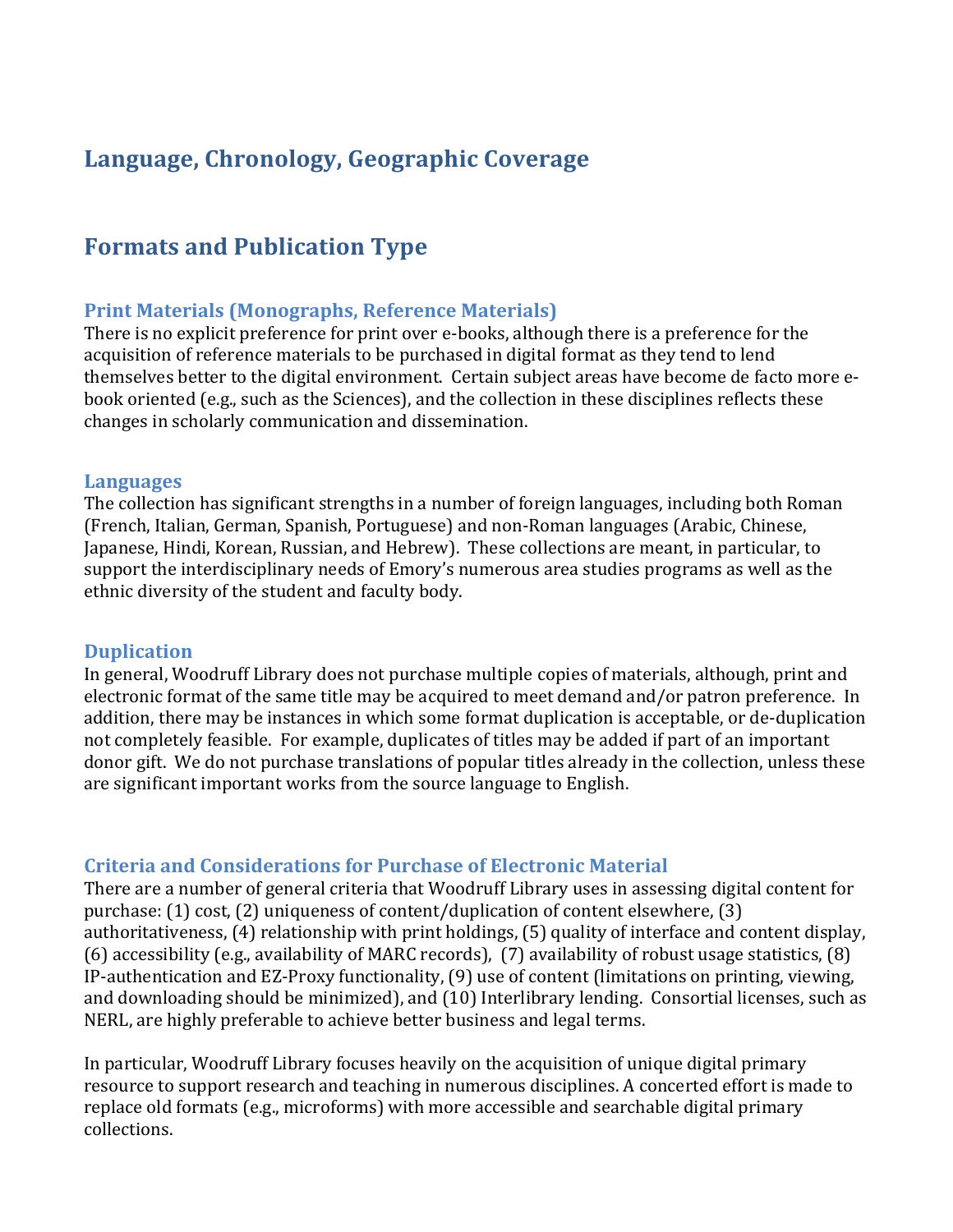## Language, Chronology, Geographic Coverage

## Formats and Publication Type

### Print Materials (Monographs, Reference Materials)

There is no explicit preference for print over e-books, although there is a preference for the acquisition of reference materials to be purchased in digital format as they tend to lend themselves better to the digital environment. Certain subject areas have become de facto more e-book oriented (e.g., such as the Sciences), and the collection in these disciplines reflects these changes in scholarly communication and dissemination.

### Languages

The collection has significant strengths in a number of foreign languages, including both Roman (French, Italian, German, Spanish, Portuguese) and non-Roman languages (Arabic, Chinese, Japanese, Hindi, Korean, Russian, and Hebrew). These collections are meant, in particular, to support the interdisciplinary needs of Emory's numerous area studies programs as well as the ethnic diversity of the student and faculty body.

### Duplication

In general, Woodruff Library does not purchase multiple copies of materials, although, print and electronic format of the same title may be acquired to meet demand and/or patron preference. In addition, there may be instances in which some format duplication is acceptable, or de-duplication not completely feasible. For example, duplicates of titles may be added if part of an important donor gift. We do not purchase translations of popular titles already in the collection, unless these are significant important works from the source language to English.

### Criteria and Considerations for Purchase of Electronic Material

There are a number of general criteria that Woodruff Library uses in assessing digital content for purchase: (1) cost, (2) uniqueness of content/duplication of content elsewhere, (3) authoritativeness, (4) relationship with print holdings, (5) quality of interface and content display, (6) accessibility (e.g., availability of MARC records), (7) availability of robust usage statistics, (8) IP-authentication and EZ-Proxy functionality, (9) use of content (limitations on printing, viewing, and downloading should be minimized), and (10) Interlibrary lending. Consortial licenses, such as NERL, are highly preferable to achieve better business and legal terms.

In particular, Woodruff Library focuses heavily on the acquisition of unique digital primary resource to support research and teaching in numerous disciplines. A concerted effort is made to replace old formats (e.g., microforms) with more accessible and searchable digital primary collections.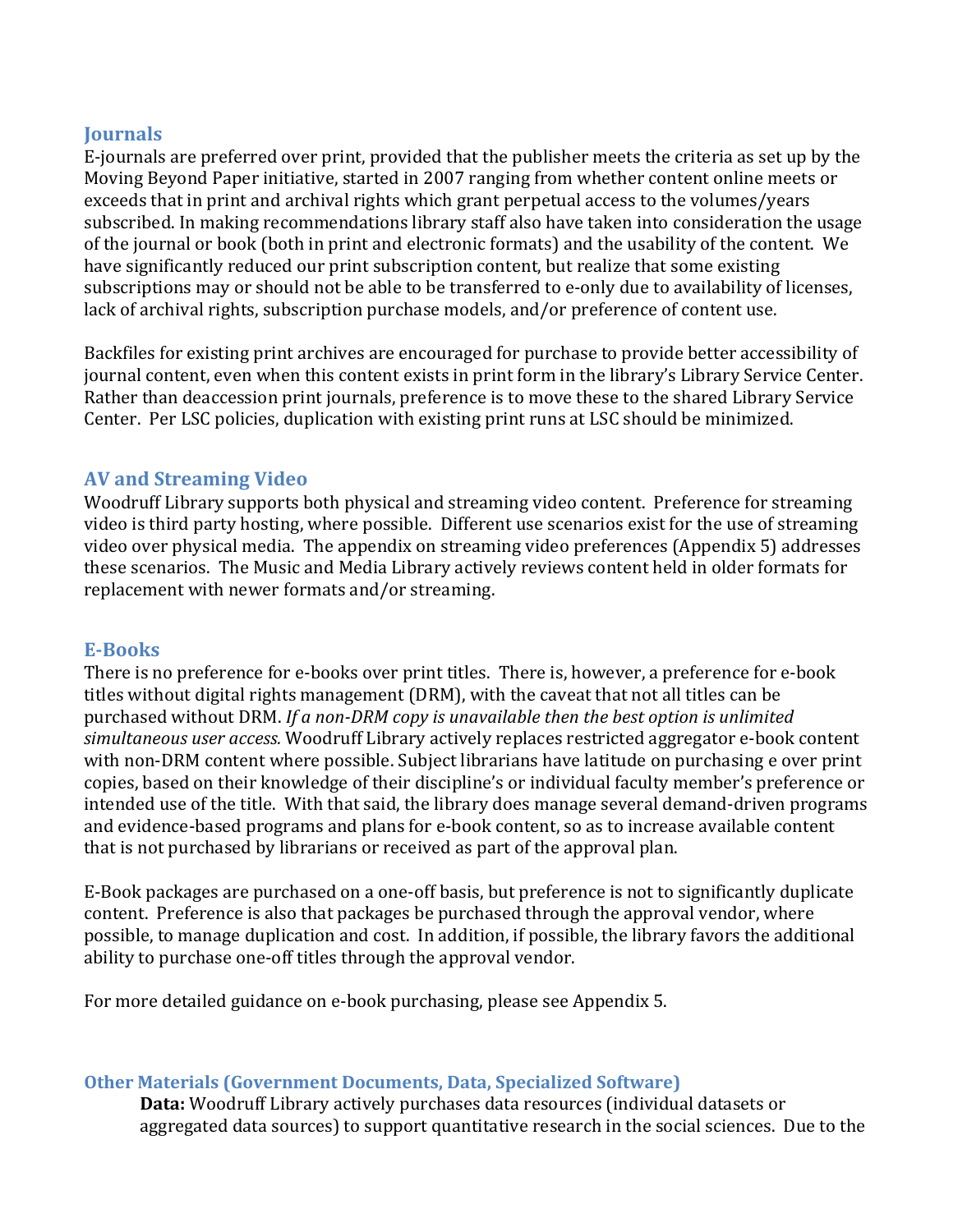## Journals

E-journals are preferred over print, provided that the publisher meets the criteria as set up by the Moving Beyond Paper initiative, started in 2007 ranging from whether content online meets or exceeds that in print and archival rights which grant perpetual access to the volumes/years subscribed. In making recommendations library staff also have taken into consideration the usage of the journal or book (both in print and electronic formats) and the usability of the content. We have significantly reduced our print subscription content, but realize that some existing subscriptions may or should not be able to be transferred to e-only due to availability of licenses, lack of archival rights, subscription purchase models, and/or preference of content use.

Backfiles for existing print archives are encouraged for purchase to provide better accessibility of journal content, even when this content exists in print form in the library's Library Service Center. Rather than deaccession print journals, preference is to move these to the shared Library Service Center. Per LSC policies, duplication with existing print runs at LSC should be minimized.

## AV and Streaming Video

Woodruff Library supports both physical and streaming video content. Preference for streaming video is third party hosting, where possible. Different use scenarios exist for the use of streaming video over physical media. The appendix on streaming video preferences (Appendix 5) addresses these scenarios. The Music and Media Library actively reviews content held in older formats for replacement with newer formats and/or streaming.

## E-Books

There is no preference for e-books over print titles. There is, however, a preference for e-book titles without digital rights management (DRM), with the caveat that not all titles can be purchased without DRM. *If a non-DRM copy is unavailable then the best option is unlimited simultaneous user access.* Woodruff Library actively replaces restricted aggregator e-book content with non-DRM content where possible. Subject librarians have latitude on purchasing e over print copies, based on their knowledge of their discipline's or individual faculty member's preference or intended use of the title. With that said, the library does manage several demand-driven programs and evidence-based programs and plans for e-book content, so as to increase available content that is not purchased by librarians or received as part of the approval plan.

E-Book packages are purchased on a one-off basis, but preference is not to significantly duplicate content. Preference is also that packages be purchased through the approval vendor, where possible, to manage duplication and cost. In addition, if possible, the library favors the additional ability to purchase one-off titles through the approval vendor.

For more detailed guidance on e-book purchasing, please see Appendix 5.

## Other Materials (Government Documents, Data, Specialized Software)

**Data:** Woodruff Library actively purchases data resources (individual datasets or aggregated data sources) to support quantitative research in the social sciences. Due to the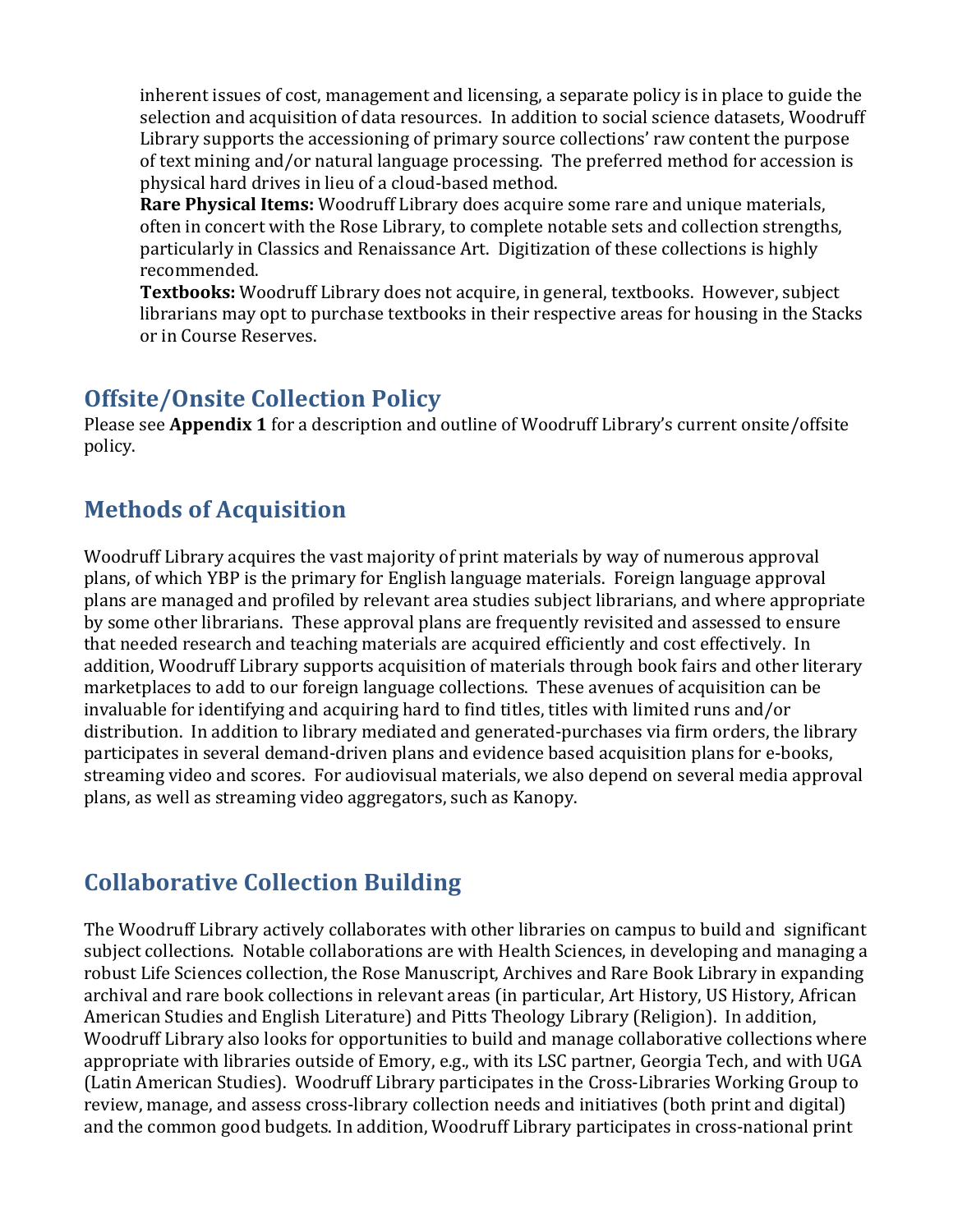inherent issues of cost, management and licensing, a separate policy is in place to guide the selection and acquisition of data resources. In addition to social science datasets, Woodruff Library supports the accessioning of primary source collections' raw content the purpose of text mining and/or natural language processing. The preferred method for accession is physical hard drives in lieu of a cloud-based method.

**Rare Physical Items:** Woodruff Library does acquire some rare and unique materials, often in concert with the Rose Library, to complete notable sets and collection strengths, particularly in Classics and Renaissance Art. Digitization of these collections is highly recommended.

**Textbooks:** Woodruff Library does not acquire, in general, textbooks. However, subject librarians may opt to purchase textbooks in their respective areas for housing in the Stacks or in Course Reserves.

## Offsite/Onsite Collection Policy

Please see **Appendix 1** for a description and outline of Woodruff Library's current onsite/offsite policy.

## Methods of Acquisition

Woodruff Library acquires the vast majority of print materials by way of numerous approval plans, of which YBP is the primary for English language materials. Foreign language approval plans are managed and profiled by relevant area studies subject librarians, and where appropriate by some other librarians. These approval plans are frequently revisited and assessed to ensure that needed research and teaching materials are acquired efficiently and cost effectively. In addition, Woodruff Library supports acquisition of materials through book fairs and other literary marketplaces to add to our foreign language collections. These avenues of acquisition can be invaluable for identifying and acquiring hard to find titles, titles with limited runs and/or distribution. In addition to library mediated and generated-purchases via firm orders, the library participates in several demand-driven plans and evidence based acquisition plans for e-books, streaming video and scores. For audiovisual materials, we also depend on several media approval plans, as well as streaming video aggregators, such as Kanopy.

## Collaborative Collection Building

The Woodruff Library actively collaborates with other libraries on campus to build and significant subject collections. Notable collaborations are with Health Sciences, in developing and managing a robust Life Sciences collection, the Rose Manuscript, Archives and Rare Book Library in expanding archival and rare book collections in relevant areas (in particular, Art History, US History, African American Studies and English Literature) and Pitts Theology Library (Religion). In addition, Woodruff Library also looks for opportunities to build and manage collaborative collections where appropriate with libraries outside of Emory, e.g., with its LSC partner, Georgia Tech, and with UGA (Latin American Studies). Woodruff Library participates in the Cross-Libraries Working Group to review, manage, and assess cross-library collection needs and initiatives (both print and digital) and the common good budgets. In addition, Woodruff Library participates in cross-national print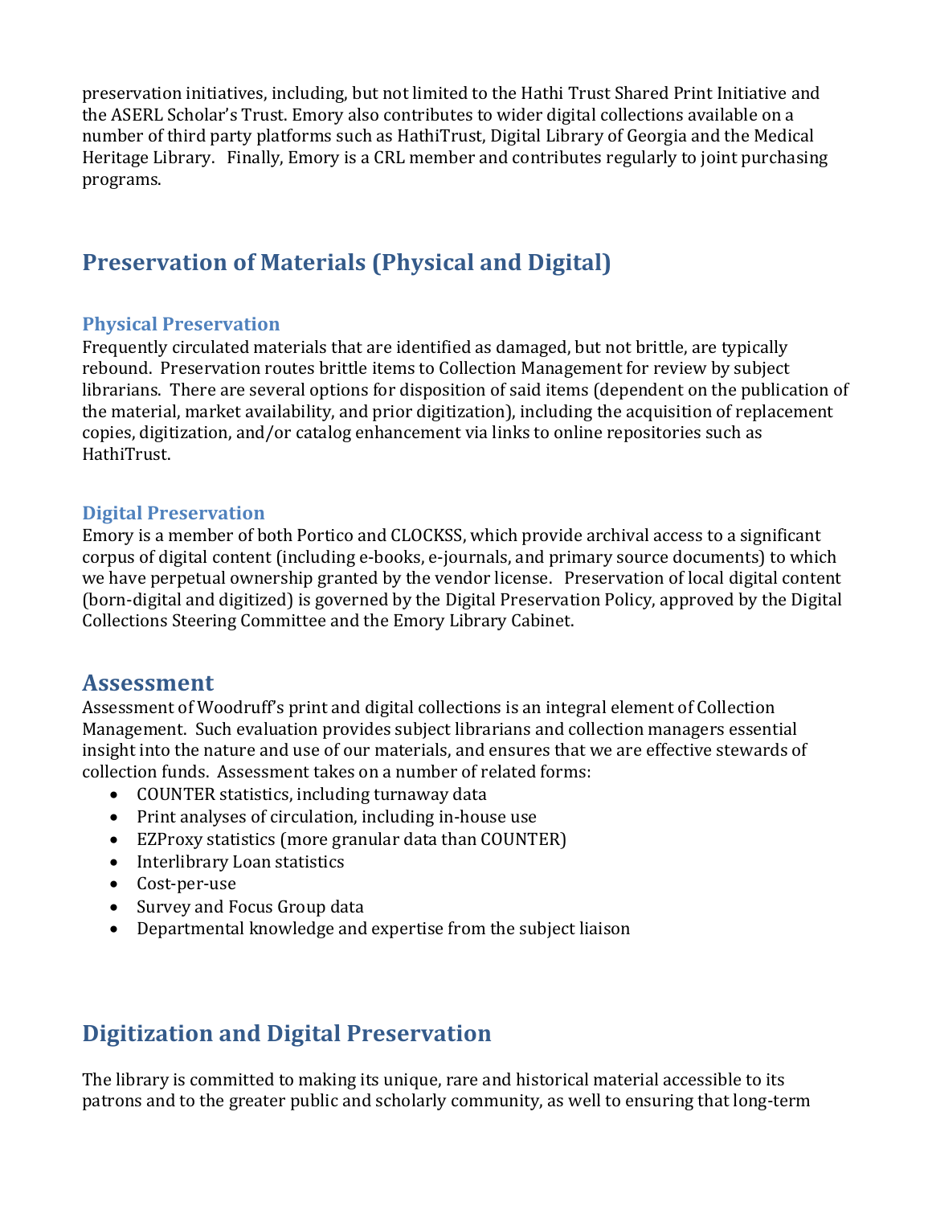preservation initiatives, including, but not limited to the Hathi Trust Shared Print Initiative and the ASERL Scholar's Trust. Emory also contributes to wider digital collections available on a number of third party platforms such as HathiTrust, Digital Library of Georgia and the Medical Heritage Library. Finally, Emory is a CRL member and contributes regularly to joint purchasing programs.

## Preservation of Materials (Physical and Digital)

### Physical Preservation

Frequently circulated materials that are identified as damaged, but not brittle, are typically rebound. Preservation routes brittle items to Collection Management for review by subject librarians. There are several options for disposition of said items (dependent on the publication of the material, market availability, and prior digitization), including the acquisition of replacement copies, digitization, and/or catalog enhancement via links to online repositories such as HathiTrust.

### Digital Preservation

Emory is a member of both Portico and CLOCKSS, which provide archival access to a significant corpus of digital content (including e-books, e-journals, and primary source documents) to which we have perpetual ownership granted by the vendor license. Preservation of local digital content (born-digital and digitized) is governed by the Digital Preservation Policy, approved by the Digital Collections Steering Committee and the Emory Library Cabinet.

## Assessment

Assessment of Woodruff's print and digital collections is an integral element of Collection Management. Such evaluation provides subject librarians and collection managers essential insight into the nature and use of our materials, and ensures that we are effective stewards of collection funds. Assessment takes on a number of related forms:

- COUNTER statistics, including turnaway data
- Print analyses of circulation, including in-house use
- EZProxy statistics (more granular data than COUNTER)
- Interlibrary Loan statistics
- Cost-per-use
- Survey and Focus Group data
- Departmental knowledge and expertise from the subject liaison

## Digitization and Digital Preservation

The library is committed to making its unique, rare and historical material accessible to its patrons and to the greater public and scholarly community, as well to ensuring that long-term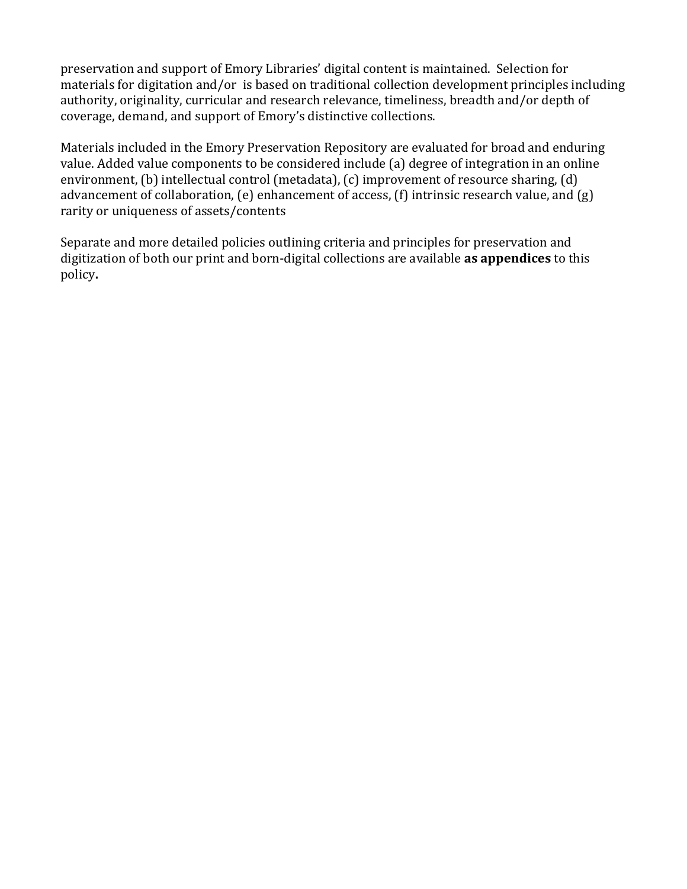preservation and support of Emory Libraries' digital content is maintained.  Selection for materials for digitation and/or  is based on traditional collection development principles including authority, originality, curricular and research relevance, timeliness, breadth and/or depth of coverage, demand, and support of Emory's distinctive collections.

Materials included in the Emory Preservation Repository are evaluated for broad and enduring value. Added value components to be considered include (a) degree of integration in an online environment, (b) intellectual control (metadata), (c) improvement of resource sharing, (d) advancement of collaboration, (e) enhancement of access, (f) intrinsic research value, and (g) rarity or uniqueness of assets/contents

Separate and more detailed policies outlining criteria and principles for preservation and digitization of both our print and born-digital collections are available **as appendices** to this policy**.**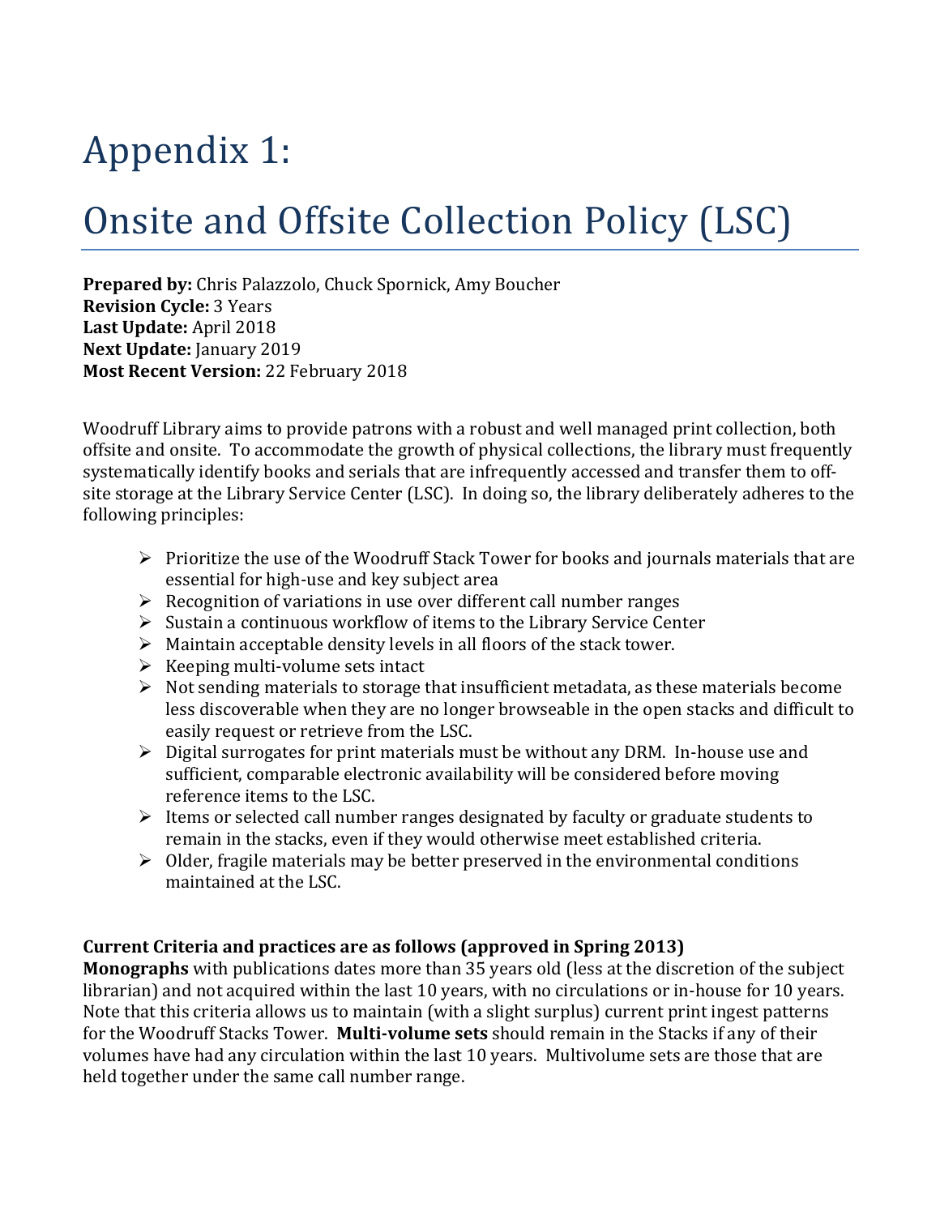# Appendix 1:

# Onsite and Offsite Collection Policy (LSC)

**Prepared by:** Chris Palazzolo, Chuck Spornick, Amy Boucher
**Revision Cycle:** 3 Years
**Last Update:** April 2018
**Next Update:** January 2019
**Most Recent Version:** 22 February 2018

Woodruff Library aims to provide patrons with a robust and well managed print collection, both offsite and onsite. To accommodate the growth of physical collections, the library must frequently systematically identify books and serials that are infrequently accessed and transfer them to off-site storage at the Library Service Center (LSC). In doing so, the library deliberately adheres to the following principles:

- Prioritize the use of the Woodruff Stack Tower for books and journals materials that are essential for high-use and key subject area
- Recognition of variations in use over different call number ranges
- Sustain a continuous workflow of items to the Library Service Center
- Maintain acceptable density levels in all floors of the stack tower.
- Keeping multi-volume sets intact
- Not sending materials to storage that insufficient metadata, as these materials become less discoverable when they are no longer browseable in the open stacks and difficult to easily request or retrieve from the LSC.
- Digital surrogates for print materials must be without any DRM. In-house use and sufficient, comparable electronic availability will be considered before moving reference items to the LSC.
- Items or selected call number ranges designated by faculty or graduate students to remain in the stacks, even if they would otherwise meet established criteria.
- Older, fragile materials may be better preserved in the environmental conditions maintained at the LSC.

**Current Criteria and practices are as follows (approved in Spring 2013)**
**Monographs** with publications dates more than 35 years old (less at the discretion of the subject librarian) and not acquired within the last 10 years, with no circulations or in-house for 10 years. Note that this criteria allows us to maintain (with a slight surplus) current print ingest patterns for the Woodruff Stacks Tower. **Multi-volume sets** should remain in the Stacks if any of their volumes have had any circulation within the last 10 years. Multivolume sets are those that are held together under the same call number range.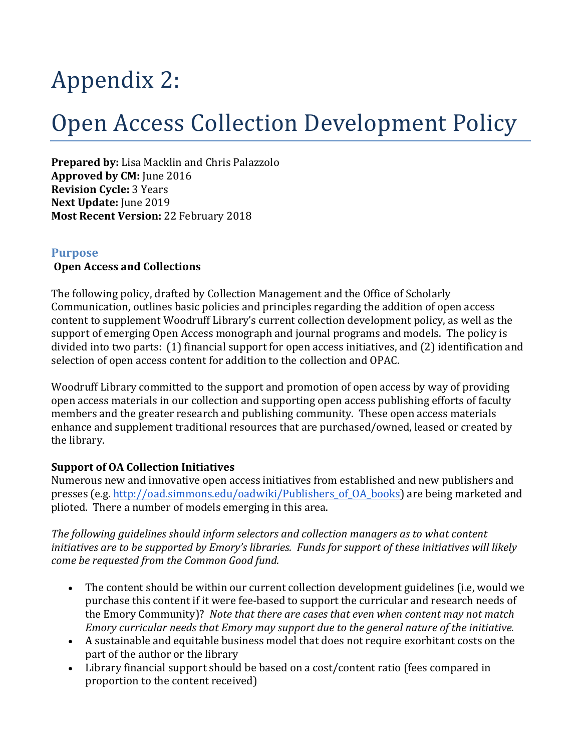# Appendix 2:

# Open Access Collection Development Policy

**Prepared by:** Lisa Macklin and Chris Palazzolo
**Approved by CM:** June 2016
**Revision Cycle:** 3 Years
**Next Update:** June 2019
**Most Recent Version:** 22 February 2018

## Purpose

**Open Access and Collections**

The following policy, drafted by Collection Management and the Office of Scholarly Communication, outlines basic policies and principles regarding the addition of open access content to supplement Woodruff Library's current collection development policy, as well as the support of emerging Open Access monograph and journal programs and models. The policy is divided into two parts: (1) financial support for open access initiatives, and (2) identification and selection of open access content for addition to the collection and OPAC.

Woodruff Library committed to the support and promotion of open access by way of providing open access materials in our collection and supporting open access publishing efforts of faculty members and the greater research and publishing community. These open access materials enhance and supplement traditional resources that are purchased/owned, leased or created by the library.

**Support of OA Collection Initiatives**

Numerous new and innovative open access initiatives from established and new publishers and presses (e.g. [http://oad.simmons.edu/oadwiki/Publishers_of_OA_books](http://oad.simmons.edu/oadwiki/Publishers_of_OA_books)) are being marketed and ploited. There a number of models emerging in this area.

*The following guidelines should inform selectors and collection managers as to what content initiatives are to be supported by Emory's libraries. Funds for support of these initiatives will likely come be requested from the Common Good fund.*

- The content should be within our current collection development guidelines (i.e, would we purchase this content if it were fee-based to support the curricular and research needs of the Emory Community)? *Note that there are cases that even when content may not match Emory curricular needs that Emory may support due to the general nature of the initiative.*
- A sustainable and equitable business model that does not require exorbitant costs on the part of the author or the library
- Library financial support should be based on a cost/content ratio (fees compared in proportion to the content received)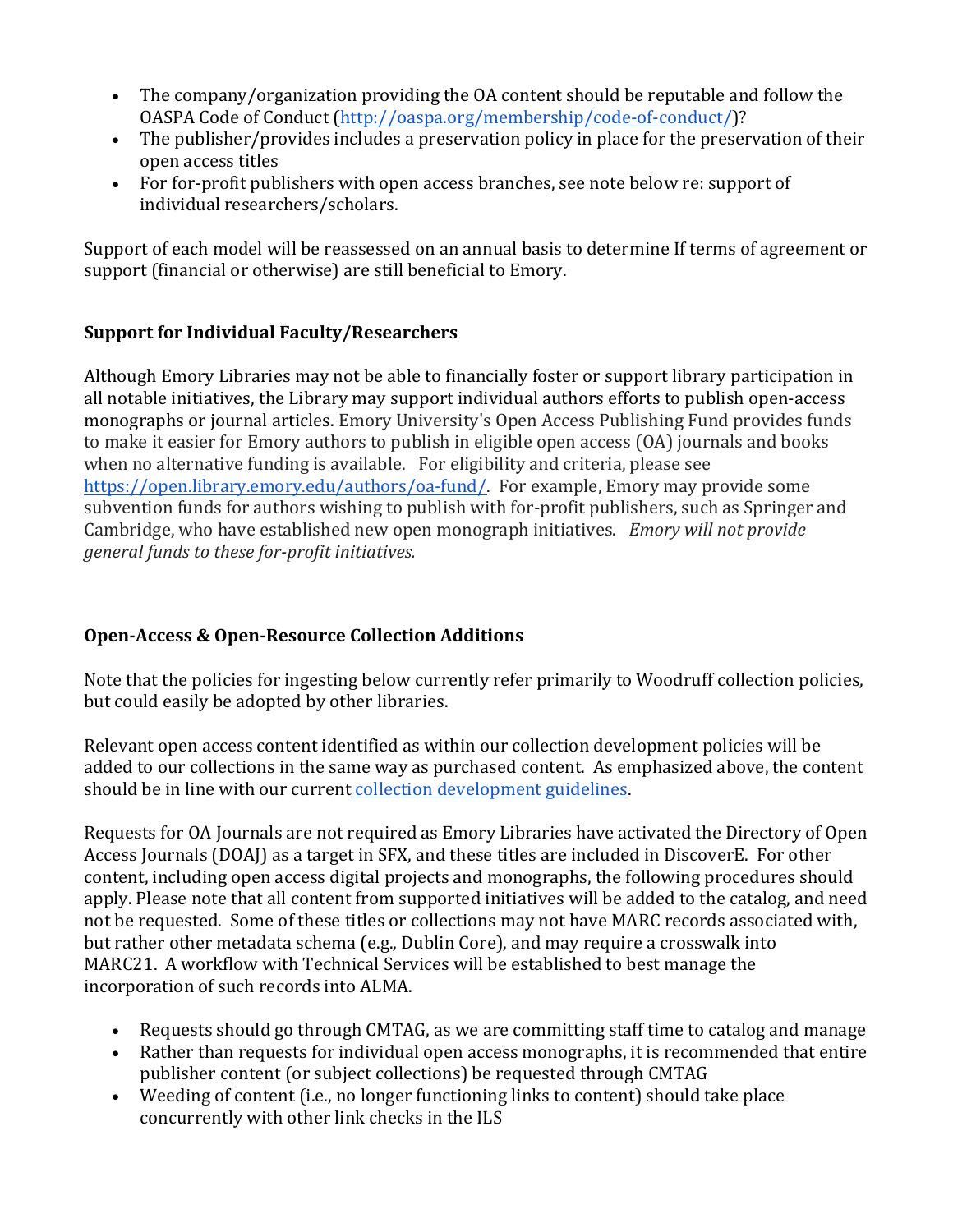- The company/organization providing the OA content should be reputable and follow the OASPA Code of Conduct (http://oaspa.org/membership/code-of-conduct/)?
- The publisher/provides includes a preservation policy in place for the preservation of their open access titles
- For for-profit publishers with open access branches, see note below re: support of individual researchers/scholars.

Support of each model will be reassessed on an annual basis to determine If terms of agreement or support (financial or otherwise) are still beneficial to Emory.

**Support for Individual Faculty/Researchers**

Although Emory Libraries may not be able to financially foster or support library participation in all notable initiatives, the Library may support individual authors efforts to publish open-access monographs or journal articles. Emory University's Open Access Publishing Fund provides funds to make it easier for Emory authors to publish in eligible open access (OA) journals and books when no alternative funding is available. For eligibility and criteria, please see https://open.library.emory.edu/authors/oa-fund/. For example, Emory may provide some subvention funds for authors wishing to publish with for-profit publishers, such as Springer and Cambridge, who have established new open monograph initiatives. *Emory will not provide general funds to these for-profit initiatives.*

**Open-Access & Open-Resource Collection Additions**

Note that the policies for ingesting below currently refer primarily to Woodruff collection policies, but could easily be adopted by other libraries.

Relevant open access content identified as within our collection development policies will be added to our collections in the same way as purchased content. As emphasized above, the content should be in line with our current collection development guidelines.

Requests for OA Journals are not required as Emory Libraries have activated the Directory of Open Access Journals (DOAJ) as a target in SFX, and these titles are included in DiscoverE. For other content, including open access digital projects and monographs, the following procedures should apply. Please note that all content from supported initiatives will be added to the catalog, and need not be requested. Some of these titles or collections may not have MARC records associated with, but rather other metadata schema (e.g., Dublin Core), and may require a crosswalk into MARC21. A workflow with Technical Services will be established to best manage the incorporation of such records into ALMA.

- Requests should go through CMTAG, as we are committing staff time to catalog and manage
- Rather than requests for individual open access monographs, it is recommended that entire publisher content (or subject collections) be requested through CMTAG
- Weeding of content (i.e., no longer functioning links to content) should take place concurrently with other link checks in the ILS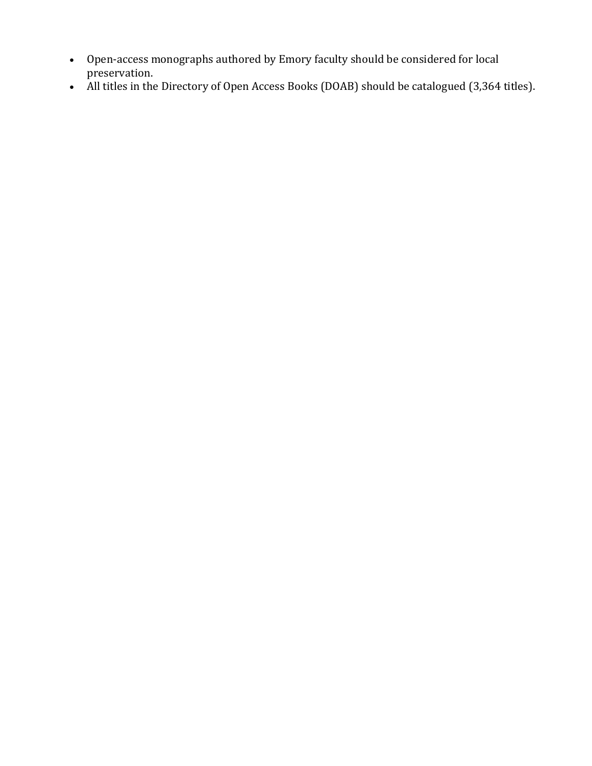- Open-access monographs authored by Emory faculty should be considered for local preservation.
- All titles in the Directory of Open Access Books (DOAB) should be catalogued (3,364 titles).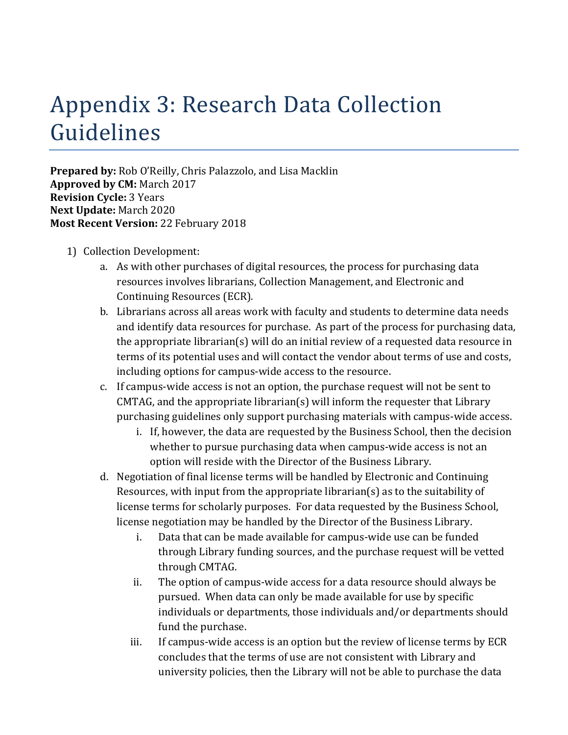# Appendix 3: Research Data Collection Guidelines

**Prepared by:** Rob O'Reilly, Chris Palazzolo, and Lisa Macklin
**Approved by CM:** March 2017
**Revision Cycle:** 3 Years
**Next Update:** March 2020
**Most Recent Version:** 22 February 2018

1) Collection Development:
    a. As with other purchases of digital resources, the process for purchasing data resources involves librarians, Collection Management, and Electronic and Continuing Resources (ECR).
    b. Librarians across all areas work with faculty and students to determine data needs and identify data resources for purchase. As part of the process for purchasing data, the appropriate librarian(s) will do an initial review of a requested data resource in terms of its potential uses and will contact the vendor about terms of use and costs, including options for campus-wide access to the resource.
    c. If campus-wide access is not an option, the purchase request will not be sent to CMTAG, and the appropriate librarian(s) will inform the requester that Library purchasing guidelines only support purchasing materials with campus-wide access.
        i. If, however, the data are requested by the Business School, then the decision whether to pursue purchasing data when campus-wide access is not an option will reside with the Director of the Business Library.
    d. Negotiation of final license terms will be handled by Electronic and Continuing Resources, with input from the appropriate librarian(s) as to the suitability of license terms for scholarly purposes. For data requested by the Business School, license negotiation may be handled by the Director of the Business Library.
        i. Data that can be made available for campus-wide use can be funded through Library funding sources, and the purchase request will be vetted through CMTAG.
        ii. The option of campus-wide access for a data resource should always be pursued. When data can only be made available for use by specific individuals or departments, those individuals and/or departments should fund the purchase.
        iii. If campus-wide access is an option but the review of license terms by ECR concludes that the terms of use are not consistent with Library and university policies, then the Library will not be able to purchase the data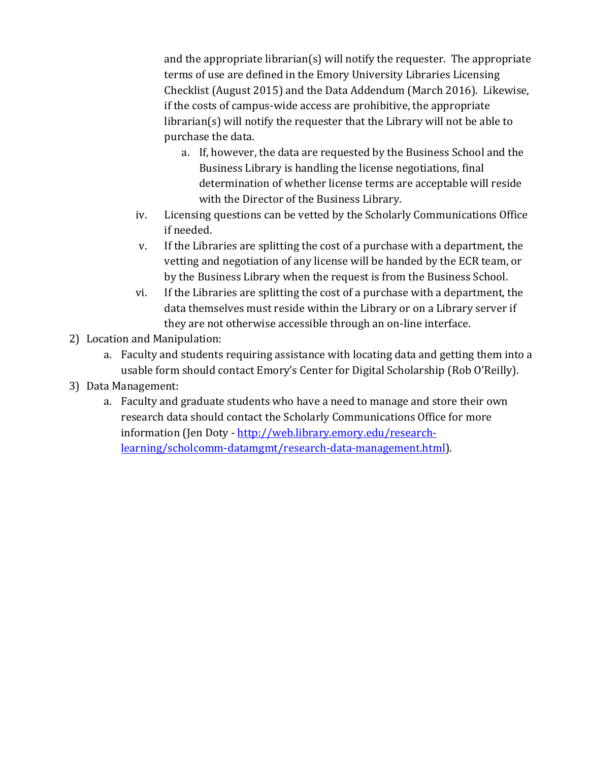and the appropriate librarian(s) will notify the requester. The appropriate terms of use are defined in the Emory University Libraries Licensing Checklist (August 2015) and the Data Addendum (March 2016). Likewise, if the costs of campus-wide access are prohibitive, the appropriate librarian(s) will notify the requester that the Library will not be able to purchase the data.

   a. If, however, the data are requested by the Business School and the Business Library is handling the license negotiations, final determination of whether license terms are acceptable will reside with the Director of the Business Library.

iv. Licensing questions can be vetted by the Scholarly Communications Office if needed.

v. If the Libraries are splitting the cost of a purchase with a department, the vetting and negotiation of any license will be handed by the ECR team, or by the Business Library when the request is from the Business School.

vi. If the Libraries are splitting the cost of a purchase with a department, the data themselves must reside within the Library or on a Library server if they are not otherwise accessible through an on-line interface.

2) Location and Manipulation:

   a. Faculty and students requiring assistance with locating data and getting them into a usable form should contact Emory's Center for Digital Scholarship (Rob O'Reilly).

3) Data Management:

   a. Faculty and graduate students who have a need to manage and store their own research data should contact the Scholarly Communications Office for more information (Jen Doty - [http://web.library.emory.edu/research-learning/scholcomm-datamgmt/research-data-management.html](http://web.library.emory.edu/research-learning/scholcomm-datamgmt/research-data-management.html)).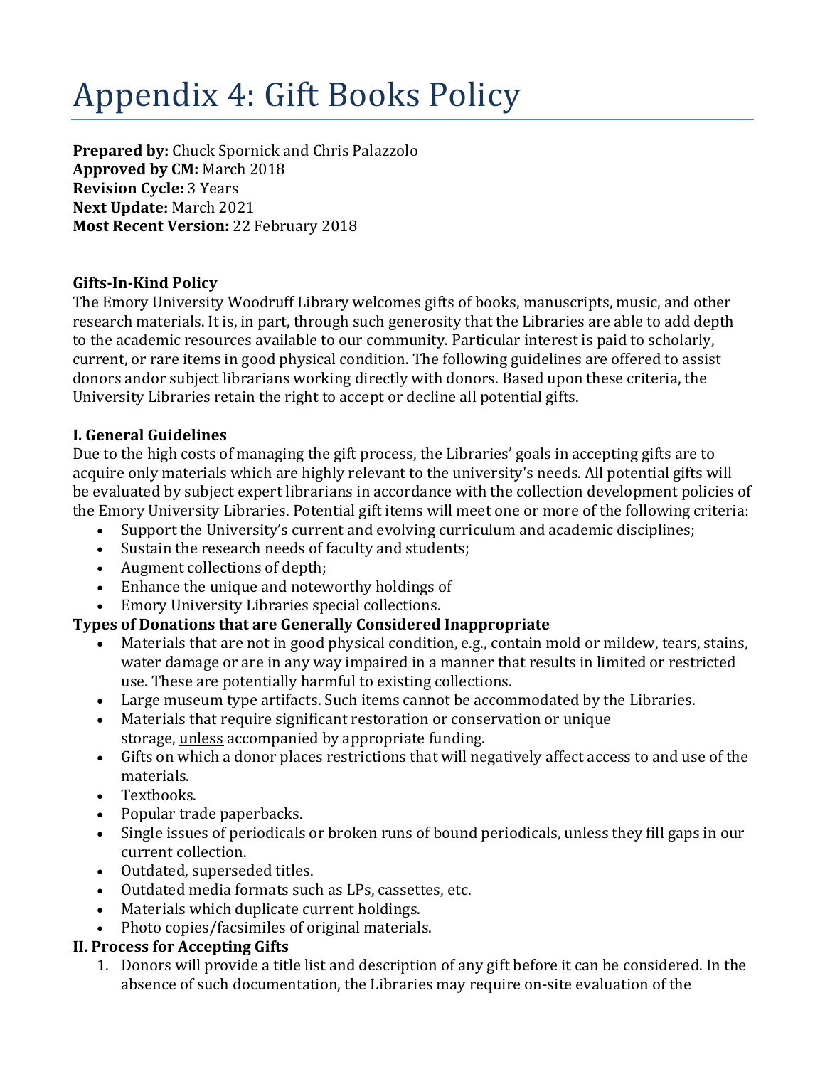# Appendix 4: Gift Books Policy

**Prepared by:** Chuck Spornick and Chris Palazzolo
**Approved by CM:** March 2018
**Revision Cycle:** 3 Years
**Next Update:** March 2021
**Most Recent Version:** 22 February 2018

**Gifts-In-Kind Policy**
The Emory University Woodruff Library welcomes gifts of books, manuscripts, music, and other research materials. It is, in part, through such generosity that the Libraries are able to add depth to the academic resources available to our community. Particular interest is paid to scholarly, current, or rare items in good physical condition. The following guidelines are offered to assist donors andor subject librarians working directly with donors. Based upon these criteria, the University Libraries retain the right to accept or decline all potential gifts.

**I. General Guidelines**
Due to the high costs of managing the gift process, the Libraries' goals in accepting gifts are to acquire only materials which are highly relevant to the university's needs. All potential gifts will be evaluated by subject expert librarians in accordance with the collection development policies of the Emory University Libraries. Potential gift items will meet one or more of the following criteria:

- Support the University's current and evolving curriculum and academic disciplines;
- Sustain the research needs of faculty and students;
- Augment collections of depth;
- Enhance the unique and noteworthy holdings of
- Emory University Libraries special collections.

**Types of Donations that are Generally Considered Inappropriate**

- Materials that are not in good physical condition, e.g., contain mold or mildew, tears, stains, water damage or are in any way impaired in a manner that results in limited or restricted use. These are potentially harmful to existing collections.
- Large museum type artifacts. Such items cannot be accommodated by the Libraries.
- Materials that require significant restoration or conservation or unique storage, unless accompanied by appropriate funding.
- Gifts on which a donor places restrictions that will negatively affect access to and use of the materials.
- Textbooks.
- Popular trade paperbacks.
- Single issues of periodicals or broken runs of bound periodicals, unless they fill gaps in our current collection.
- Outdated, superseded titles.
- Outdated media formats such as LPs, cassettes, etc.
- Materials which duplicate current holdings.
- Photo copies/facsimiles of original materials.

**II. Process for Accepting Gifts**

1. Donors will provide a title list and description of any gift before it can be considered. In the absence of such documentation, the Libraries may require on-site evaluation of the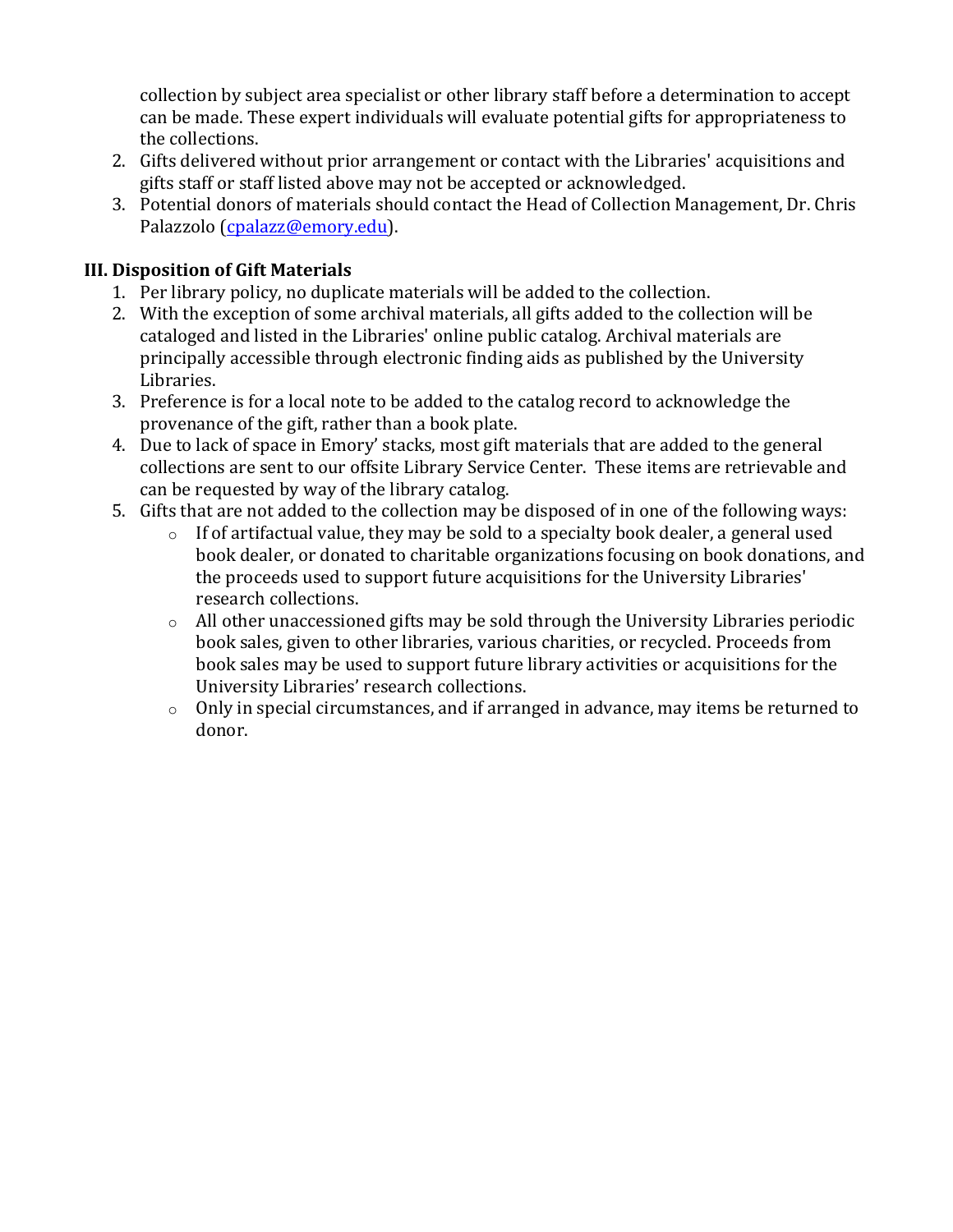collection by subject area specialist or other library staff before a determination to accept can be made. These expert individuals will evaluate potential gifts for appropriateness to the collections.

2. Gifts delivered without prior arrangement or contact with the Libraries' acquisitions and gifts staff or staff listed above may not be accepted or acknowledged.
3. Potential donors of materials should contact the Head of Collection Management, Dr. Chris Palazzolo (cpalazz@emory.edu).

**III. Disposition of Gift Materials**

1. Per library policy, no duplicate materials will be added to the collection.
2. With the exception of some archival materials, all gifts added to the collection will be cataloged and listed in the Libraries' online public catalog. Archival materials are principally accessible through electronic finding aids as published by the University Libraries.
3. Preference is for a local note to be added to the catalog record to acknowledge the provenance of the gift, rather than a book plate.
4. Due to lack of space in Emory' stacks, most gift materials that are added to the general collections are sent to our offsite Library Service Center. These items are retrievable and can be requested by way of the library catalog.
5. Gifts that are not added to the collection may be disposed of in one of the following ways:
   - If of artifactual value, they may be sold to a specialty book dealer, a general used book dealer, or donated to charitable organizations focusing on book donations, and the proceeds used to support future acquisitions for the University Libraries' research collections.
   - All other unaccessioned gifts may be sold through the University Libraries periodic book sales, given to other libraries, various charities, or recycled. Proceeds from book sales may be used to support future library activities or acquisitions for the University Libraries' research collections.
   - Only in special circumstances, and if arranged in advance, may items be returned to donor.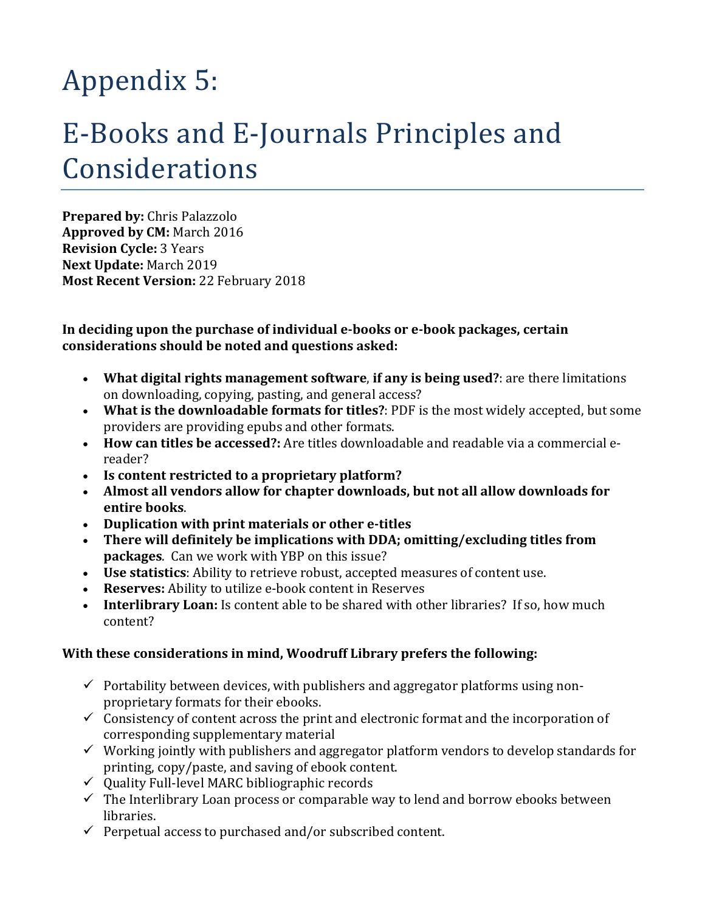# Appendix 5:

# E-Books and E-Journals Principles and Considerations

**Prepared by:** Chris Palazzolo
**Approved by CM:** March 2016
**Revision Cycle:** 3 Years
**Next Update:** March 2019
**Most Recent Version:** 22 February 2018

**In deciding upon the purchase of individual e-books or e-book packages, certain considerations should be noted and questions asked:**

- **What digital rights management software**, **if any is being used?**: are there limitations on downloading, copying, pasting, and general access?
- **What is the downloadable formats for titles?**: PDF is the most widely accepted, but some providers are providing epubs and other formats.
- **How can titles be accessed?:** Are titles downloadable and readable via a commercial e-reader?
- **Is content restricted to a proprietary platform?**
- **Almost all vendors allow for chapter downloads, but not all allow downloads for entire books**.
- **Duplication with print materials or other e-titles**
- **There will definitely be implications with DDA; omitting/excluding titles from packages**. Can we work with YBP on this issue?
- **Use statistics**: Ability to retrieve robust, accepted measures of content use.
- **Reserves:** Ability to utilize e-book content in Reserves
- **Interlibrary Loan:** Is content able to be shared with other libraries? If so, how much content?

**With these considerations in mind, Woodruff Library prefers the following:**

- ✓ Portability between devices, with publishers and aggregator platforms using non-proprietary formats for their ebooks.
- ✓ Consistency of content across the print and electronic format and the incorporation of corresponding supplementary material
- ✓ Working jointly with publishers and aggregator platform vendors to develop standards for printing, copy/paste, and saving of ebook content.
- ✓ Quality Full-level MARC bibliographic records
- ✓ The Interlibrary Loan process or comparable way to lend and borrow ebooks between libraries.
- ✓ Perpetual access to purchased and/or subscribed content.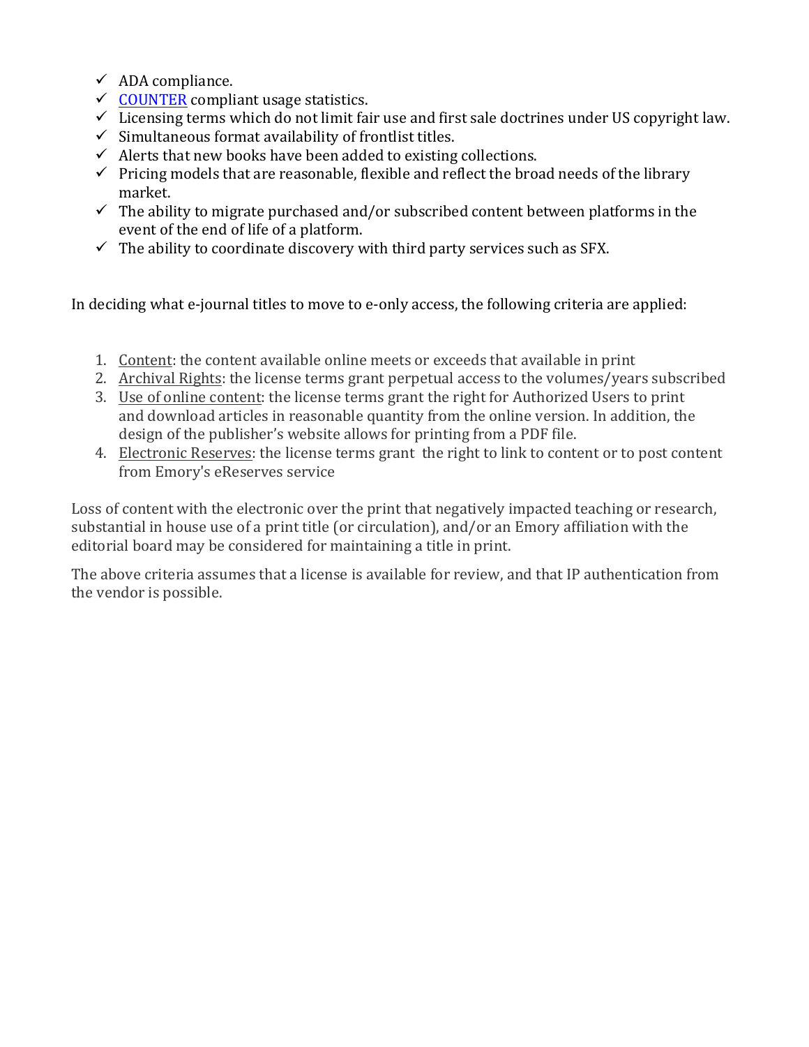- ✓ ADA compliance.
- ✓ COUNTER compliant usage statistics.
- ✓ Licensing terms which do not limit fair use and first sale doctrines under US copyright law.
- ✓ Simultaneous format availability of frontlist titles.
- ✓ Alerts that new books have been added to existing collections.
- ✓ Pricing models that are reasonable, flexible and reflect the broad needs of the library market.
- ✓ The ability to migrate purchased and/or subscribed content between platforms in the event of the end of life of a platform.
- ✓ The ability to coordinate discovery with third party services such as SFX.

In deciding what e-journal titles to move to e-only access, the following criteria are applied:

1. Content: the content available online meets or exceeds that available in print
2. Archival Rights: the license terms grant perpetual access to the volumes/years subscribed
3. Use of online content: the license terms grant the right for Authorized Users to print and download articles in reasonable quantity from the online version. In addition, the design of the publisher's website allows for printing from a PDF file.
4. Electronic Reserves: the license terms grant the right to link to content or to post content from Emory's eReserves service

Loss of content with the electronic over the print that negatively impacted teaching or research, substantial in house use of a print title (or circulation), and/or an Emory affiliation with the editorial board may be considered for maintaining a title in print.

The above criteria assumes that a license is available for review, and that IP authentication from the vendor is possible.